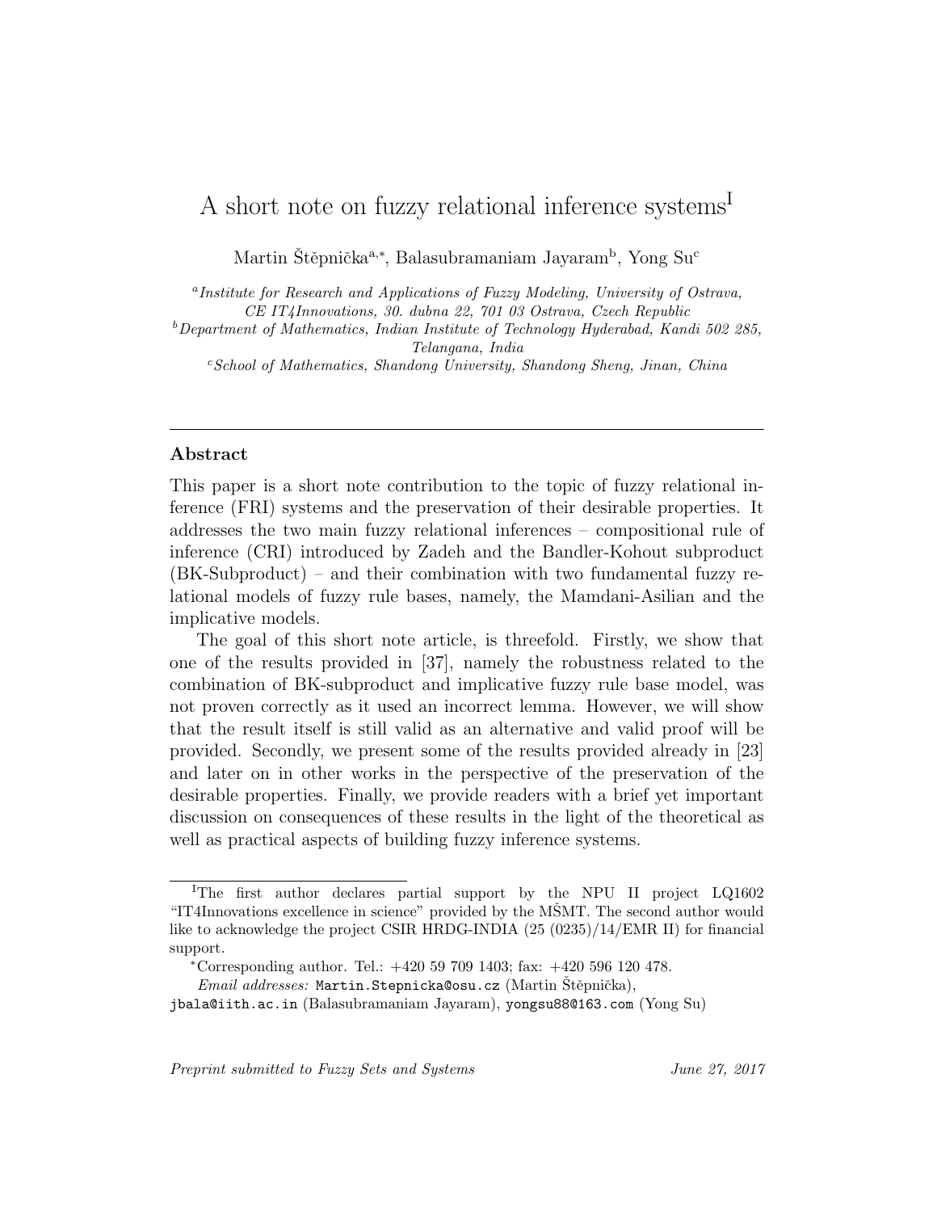# A short note on fuzzy relational inference systems[I]

Martin Štěpnička[a,*], Balasubramaniam Jayaram[b], Yong Su[c]

[a] *Institute for Research and Applications of Fuzzy Modeling, University of Ostrava, CE IT4Innovations, 30. dubna 22, 701 03 Ostrava, Czech Republic*

[b] *Department of Mathematics, Indian Institute of Technology Hyderabad, Kandi 502 285, Telangana, India*

[c] *School of Mathematics, Shandong University, Shandong Sheng, Jinan, China*

---

## Abstract

This paper is a short note contribution to the topic of fuzzy relational inference (FRI) systems and the preservation of their desirable properties. It addresses the two main fuzzy relational inferences – compositional rule of inference (CRI) introduced by Zadeh and the Bandler-Kohout subproduct (BK-Subproduct) – and their combination with two fundamental fuzzy relational models of fuzzy rule bases, namely, the Mamdani-Asilian and the implicative models.

The goal of this short note article, is threefold. Firstly, we show that one of the results provided in [37], namely the robustness related to the combination of BK-subproduct and implicative fuzzy rule base model, was not proven correctly as it used an incorrect lemma. However, we will show that the result itself is still valid as an alternative and valid proof will be provided. Secondly, we present some of the results provided already in [23] and later on in other works in the perspective of the preservation of the desirable properties. Finally, we provide readers with a brief yet important discussion on consequences of these results in the light of the theoretical as well as practical aspects of building fuzzy inference systems.

---

[I] The first author declares partial support by the NPU II project LQ1602 "IT4Innovations excellence in science" provided by the MŠMT. The second author would like to acknowledge the project CSIR HRDG-INDIA (25 (0235)/14/EMR II) for financial support.

[*] Corresponding author. Tel.: +420 59 709 1403; fax: +420 596 120 478.

*Email addresses:* Martin.Stepnicka@osu.cz (Martin Štěpnička), jbala@iith.ac.in (Balasubramaniam Jayaram), yongsu88@163.com (Yong Su)

*Preprint submitted to Fuzzy Sets and Systems* *June 27, 2017*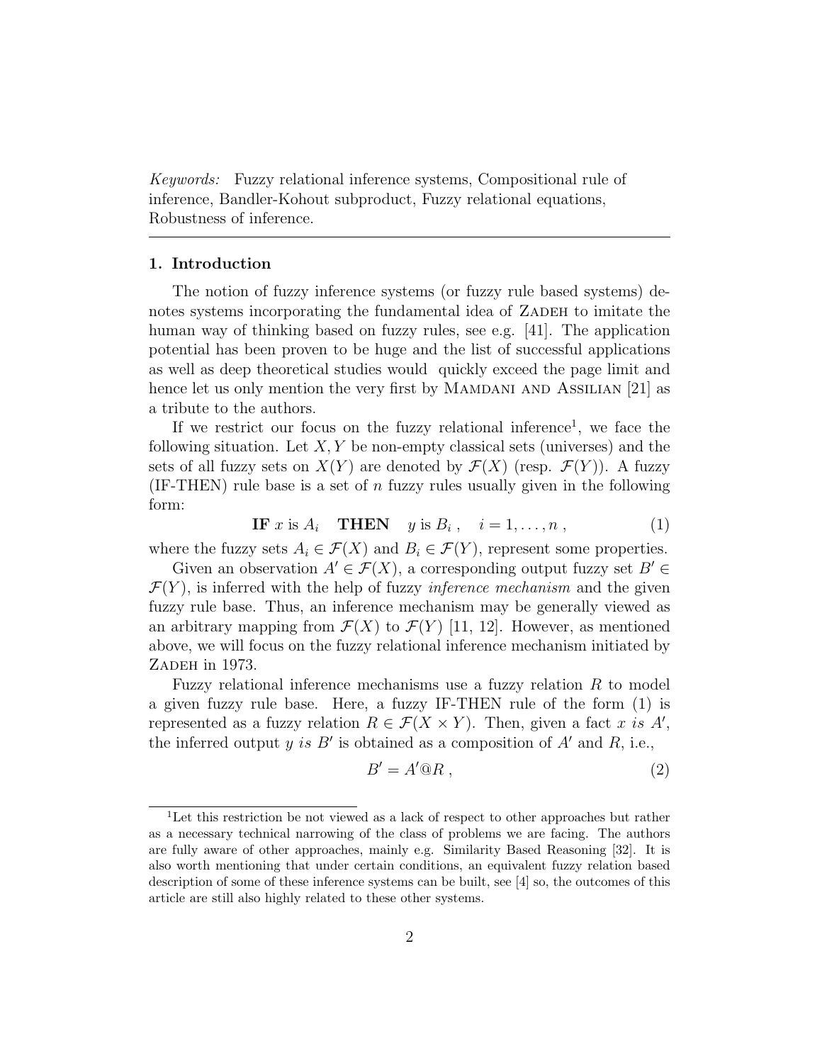*Keywords:* Fuzzy relational inference systems, Compositional rule of inference, Bandler-Kohout subproduct, Fuzzy relational equations, Robustness of inference.

---

## 1. Introduction

The notion of fuzzy inference systems (or fuzzy rule based systems) denotes systems incorporating the fundamental idea of Zadeh to imitate the human way of thinking based on fuzzy rules, see e.g. [41]. The application potential has been proven to be huge and the list of successful applications as well as deep theoretical studies would quickly exceed the page limit and hence let us only mention the very first by Mamdani and Assilian [21] as a tribute to the authors.

If we restrict our focus on the fuzzy relational inference[1], we face the following situation. Let $X, Y$ be non-empty classical sets (universes) and the sets of all fuzzy sets on $X(Y)$ are denoted by $\mathcal{F}(X)$ (resp. $\mathcal{F}(Y)$). A fuzzy (IF-THEN) rule base is a set of $n$ fuzzy rules usually given in the following form:

$$\textbf{IF } x \text{ is } A_i \quad \textbf{THEN} \quad y \text{ is } B_i\,, \quad i = 1, \ldots, n\,, \tag{1}$$

where the fuzzy sets $A_i \in \mathcal{F}(X)$ and $B_i \in \mathcal{F}(Y)$, represent some properties.

Given an observation $A' \in \mathcal{F}(X)$, a corresponding output fuzzy set $B' \in \mathcal{F}(Y)$, is inferred with the help of fuzzy *inference mechanism* and the given fuzzy rule base. Thus, an inference mechanism may be generally viewed as an arbitrary mapping from $\mathcal{F}(X)$ to $\mathcal{F}(Y)$ [11, 12]. However, as mentioned above, we will focus on the fuzzy relational inference mechanism initiated by Zadeh in 1973.

Fuzzy relational inference mechanisms use a fuzzy relation $R$ to model a given fuzzy rule base. Here, a fuzzy IF-THEN rule of the form (1) is represented as a fuzzy relation $R \in \mathcal{F}(X \times Y)$. Then, given a fact $x$ *is* $A'$, the inferred output $y$ *is* $B'$ is obtained as a composition of $A'$ and $R$, i.e.,

$$B' = A' @ R\,, \tag{2}$$

[1] Let this restriction be not viewed as a lack of respect to other approaches but rather as a necessary technical narrowing of the class of problems we are facing. The authors are fully aware of other approaches, mainly e.g. Similarity Based Reasoning [32]. It is also worth mentioning that under certain conditions, an equivalent fuzzy relation based description of some of these inference systems can be built, see [4] so, the outcomes of this article are still also highly related to these other systems.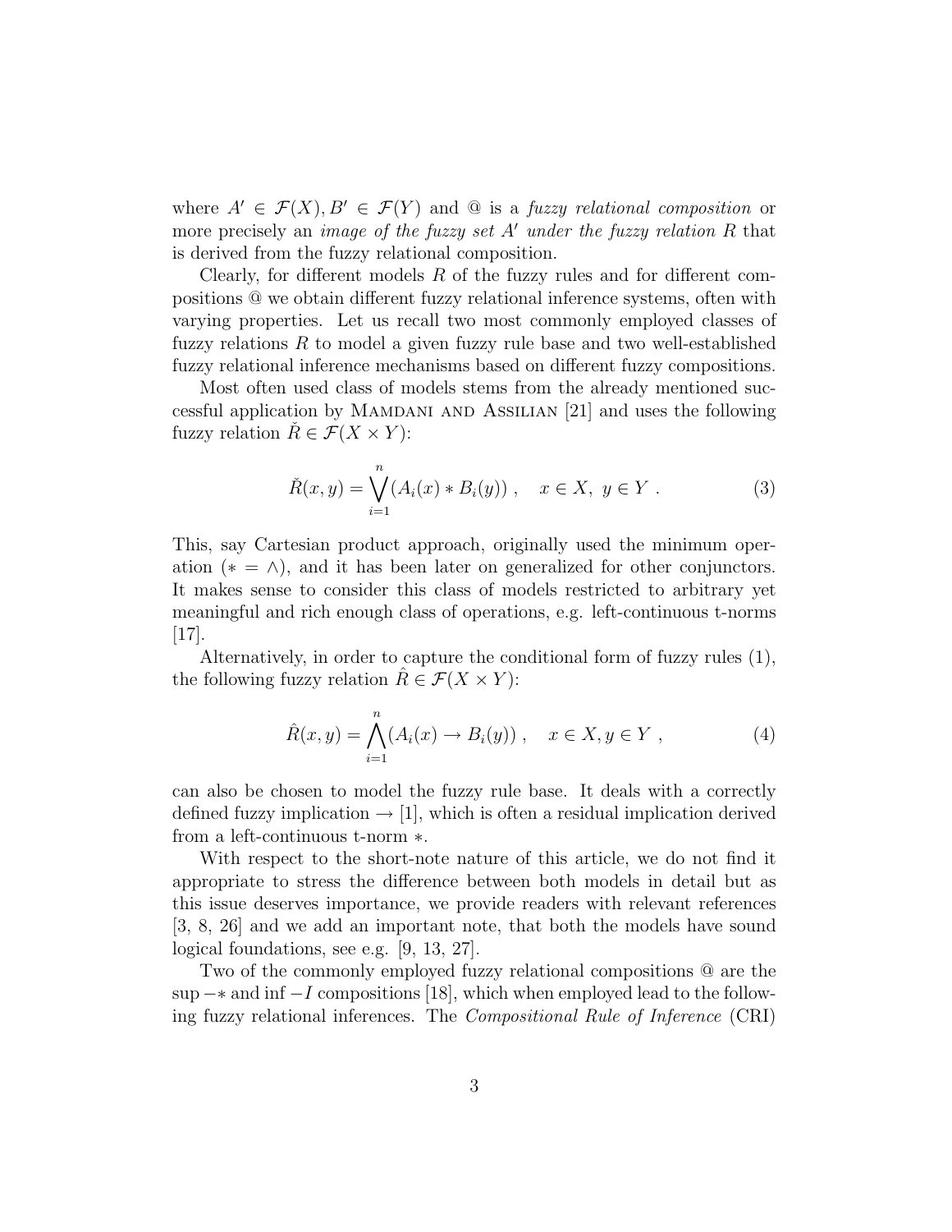where $A' \in \mathcal{F}(X), B' \in \mathcal{F}(Y)$ and @ is a *fuzzy relational composition* or more precisely an *image of the fuzzy set $A'$ under the fuzzy relation $R$* that is derived from the fuzzy relational composition.

Clearly, for different models $R$ of the fuzzy rules and for different compositions @ we obtain different fuzzy relational inference systems, often with varying properties. Let us recall two most commonly employed classes of fuzzy relations $R$ to model a given fuzzy rule base and two well-established fuzzy relational inference mechanisms based on different fuzzy compositions.

Most often used class of models stems from the already mentioned successful application by Mamdani and Assilian [21] and uses the following fuzzy relation $\check{R} \in \mathcal{F}(X \times Y)$:

$$\check{R}(x, y) = \bigvee_{i=1}^{n} (A_i(x) * B_i(y)) \ , \quad x \in X, \ y \in Y \ . \tag{3}$$

This, say Cartesian product approach, originally used the minimum operation ($* = \wedge$), and it has been later on generalized for other conjunctors. It makes sense to consider this class of models restricted to arbitrary yet meaningful and rich enough class of operations, e.g. left-continuous t-norms [17].

Alternatively, in order to capture the conditional form of fuzzy rules (1), the following fuzzy relation $\hat{R} \in \mathcal{F}(X \times Y)$:

$$\hat{R}(x, y) = \bigwedge_{i=1}^{n} (A_i(x) \to B_i(y)) \ , \quad x \in X, y \in Y \ , \tag{4}$$

can also be chosen to model the fuzzy rule base. It deals with a correctly defined fuzzy implication $\to$ [1], which is often a residual implication derived from a left-continuous t-norm $*$.

With respect to the short-note nature of this article, we do not find it appropriate to stress the difference between both models in detail but as this issue deserves importance, we provide readers with relevant references [3, 8, 26] and we add an important note, that both the models have sound logical foundations, see e.g. [9, 13, 27].

Two of the commonly employed fuzzy relational compositions @ are the $\sup -*$ and $\inf -I$ compositions [18], which when employed lead to the following fuzzy relational inferences. The *Compositional Rule of Inference* (CRI)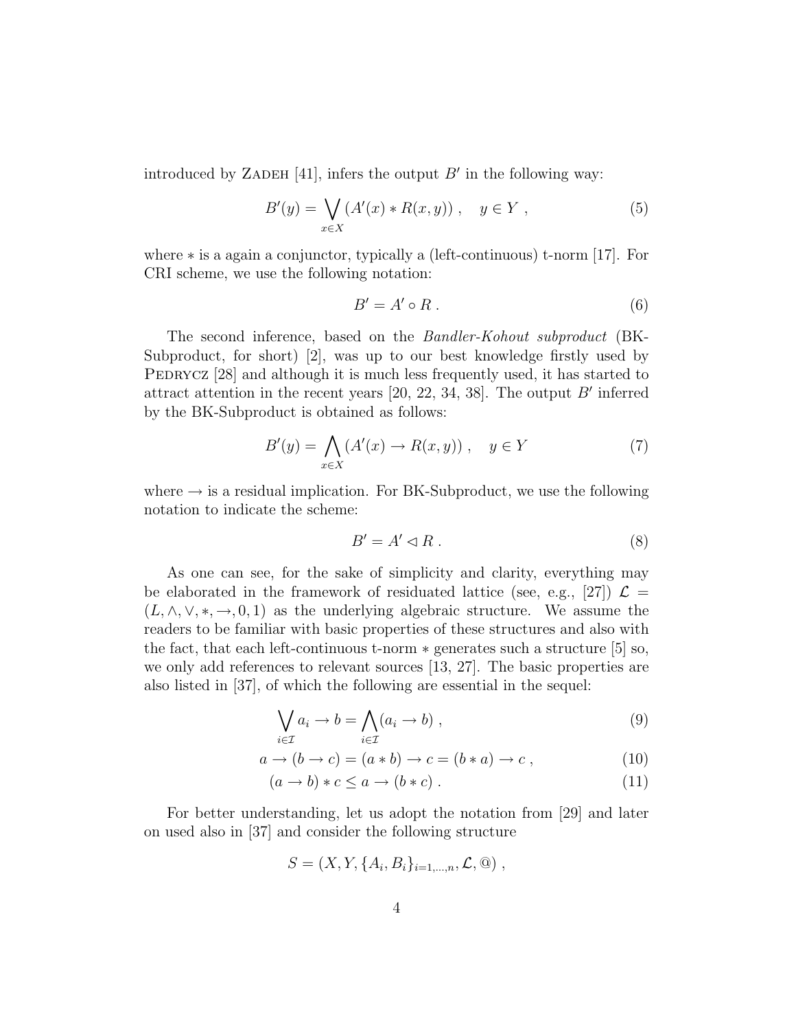introduced by Zadeh [41], infers the output $B'$ in the following way:

$$B'(y) = \bigvee_{x \in X} (A'(x) * R(x,y)) , \quad y \in Y , \tag{5}$$

where $*$ is a again a conjunctor, typically a (left-continuous) t-norm [17]. For CRI scheme, we use the following notation:

$$B' = A' \circ R . \tag{6}$$

The second inference, based on the *Bandler-Kohout subproduct* (BK-Subproduct, for short) [2], was up to our best knowledge firstly used by Pedrycz [28] and although it is much less frequently used, it has started to attract attention in the recent years [20, 22, 34, 38]. The output $B'$ inferred by the BK-Subproduct is obtained as follows:

$$B'(y) = \bigwedge_{x \in X} (A'(x) \to R(x,y)) , \quad y \in Y \tag{7}$$

where $\to$ is a residual implication. For BK-Subproduct, we use the following notation to indicate the scheme:

$$B' = A' \lhd R . \tag{8}$$

As one can see, for the sake of simplicity and clarity, everything may be elaborated in the framework of residuated lattice (see, e.g., [27]) $\mathcal{L} = (L, \wedge, \vee, *, \to, 0, 1)$ as the underlying algebraic structure. We assume the readers to be familiar with basic properties of these structures and also with the fact, that each left-continuous t-norm $*$ generates such a structure [5] so, we only add references to relevant sources [13, 27]. The basic properties are also listed in [37], of which the following are essential in the sequel:

$$\bigvee_{i \in \mathcal{I}} a_i \to b = \bigwedge_{i \in \mathcal{I}} (a_i \to b) , \tag{9}$$

$$a \to (b \to c) = (a * b) \to c = (b * a) \to c , \tag{10}$$

$$(a \to b) * c \leq a \to (b * c) . \tag{11}$$

For better understanding, let us adopt the notation from [29] and later on used also in [37] and consider the following structure

$$S = (X, Y, \{A_i, B_i\}_{i=1,\dots,n}, \mathcal{L}, @) ,$$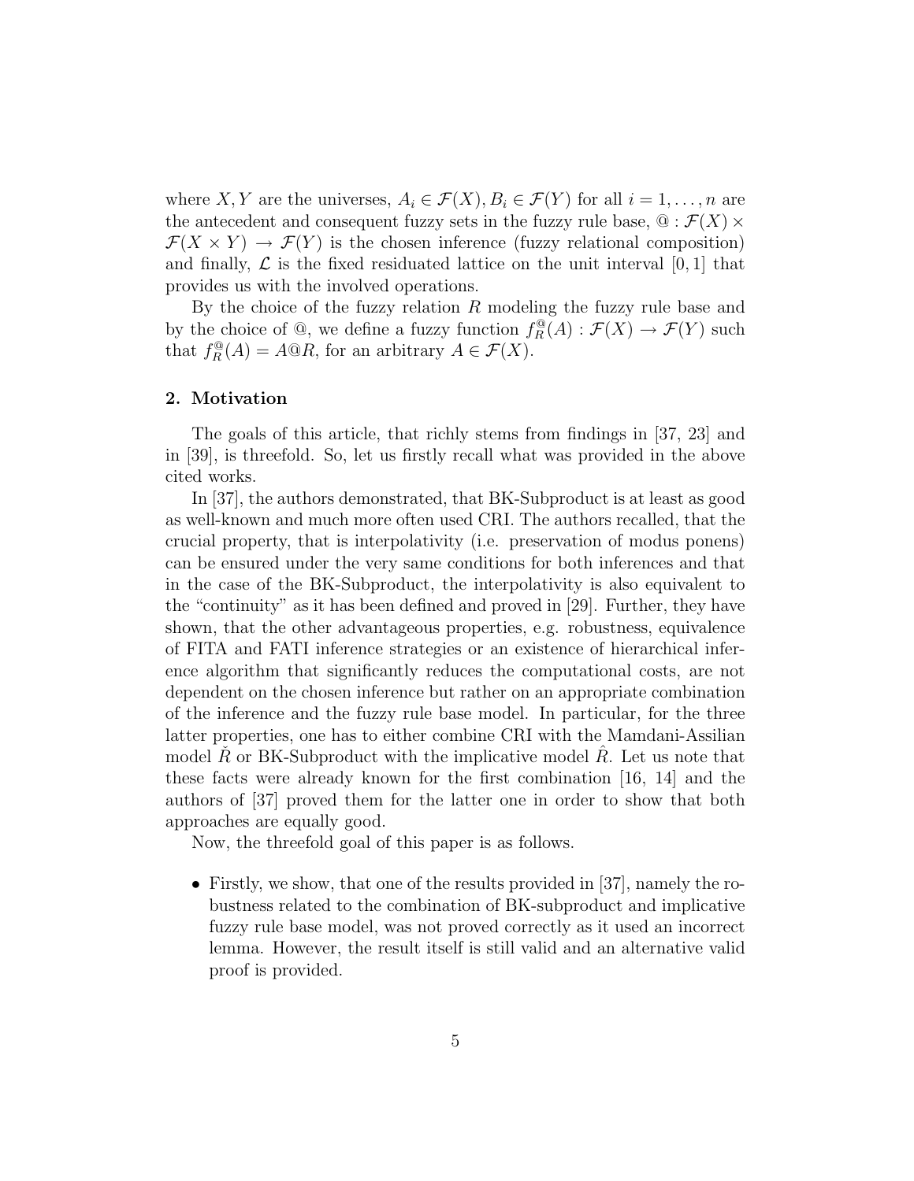where $X, Y$ are the universes, $A_i \in \mathcal{F}(X), B_i \in \mathcal{F}(Y)$ for all $i = 1, \ldots, n$ are the antecedent and consequent fuzzy sets in the fuzzy rule base, $@ : \mathcal{F}(X) \times \mathcal{F}(X \times Y) \to \mathcal{F}(Y)$ is the chosen inference (fuzzy relational composition) and finally, $\mathcal{L}$ is the fixed residuated lattice on the unit interval $[0, 1]$ that provides us with the involved operations.

By the choice of the fuzzy relation $R$ modeling the fuzzy rule base and by the choice of $@$, we define a fuzzy function $f_R^@(A) : \mathcal{F}(X) \to \mathcal{F}(Y)$ such that $f_R^@(A) = A@R$, for an arbitrary $A \in \mathcal{F}(X)$.

## 2. Motivation

The goals of this article, that richly stems from findings in [37, 23] and in [39], is threefold. So, let us firstly recall what was provided in the above cited works.

In [37], the authors demonstrated, that BK-Subproduct is at least as good as well-known and much more often used CRI. The authors recalled, that the crucial property, that is interpolativity (i.e. preservation of modus ponens) can be ensured under the very same conditions for both inferences and that in the case of the BK-Subproduct, the interpolativity is also equivalent to the "continuity" as it has been defined and proved in [29]. Further, they have shown, that the other advantageous properties, e.g. robustness, equivalence of FITA and FATI inference strategies or an existence of hierarchical inference algorithm that significantly reduces the computational costs, are not dependent on the chosen inference but rather on an appropriate combination of the inference and the fuzzy rule base model. In particular, for the three latter properties, one has to either combine CRI with the Mamdani-Assilian model $\check{R}$ or BK-Subproduct with the implicative model $\hat{R}$. Let us note that these facts were already known for the first combination [16, 14] and the authors of [37] proved them for the latter one in order to show that both approaches are equally good.

Now, the threefold goal of this paper is as follows.

- Firstly, we show, that one of the results provided in [37], namely the robustness related to the combination of BK-subproduct and implicative fuzzy rule base model, was not proved correctly as it used an incorrect lemma. However, the result itself is still valid and an alternative valid proof is provided.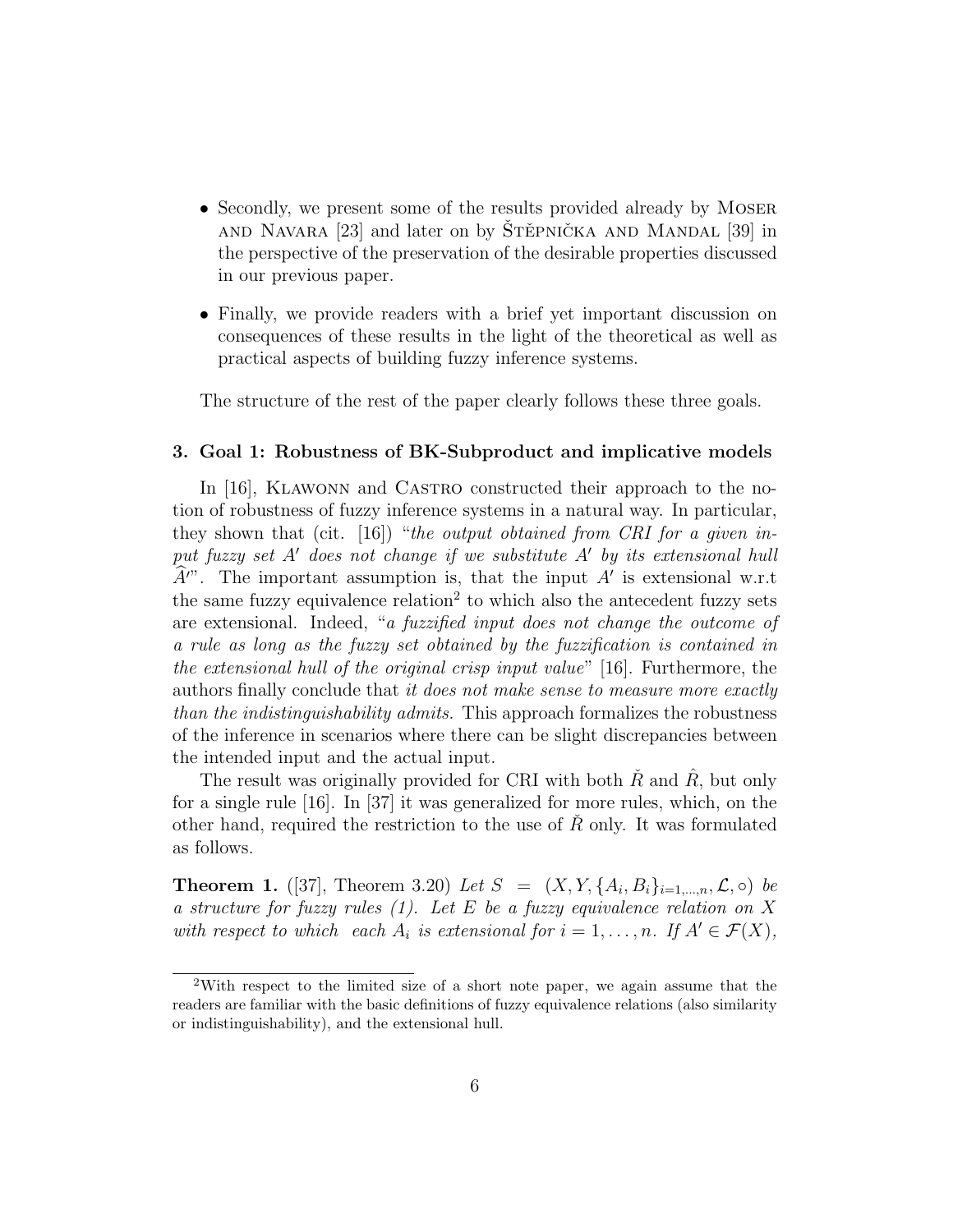- Secondly, we present some of the results provided already by Moser and Navara [23] and later on by Štěpnička and Mandal [39] in the perspective of the preservation of the desirable properties discussed in our previous paper.
- Finally, we provide readers with a brief yet important discussion on consequences of these results in the light of the theoretical as well as practical aspects of building fuzzy inference systems.

The structure of the rest of the paper clearly follows these three goals.

## 3. Goal 1: Robustness of BK-Subproduct and implicative models

In [16], Klawonn and Castro constructed their approach to the notion of robustness of fuzzy inference systems in a natural way. In particular, they shown that (cit. [16]) "*the output obtained from CRI for a given input fuzzy set $A'$ does not change if we substitute $A'$ by its extensional hull $\widehat{A'}$*". The important assumption is, that the input $A'$ is extensional w.r.t the same fuzzy equivalence relation[2] to which also the antecedent fuzzy sets are extensional. Indeed, "*a fuzzified input does not change the outcome of a rule as long as the fuzzy set obtained by the fuzzification is contained in the extensional hull of the original crisp input value*" [16]. Furthermore, the authors finally conclude that *it does not make sense to measure more exactly than the indistinguishability admits.* This approach formalizes the robustness of the inference in scenarios where there can be slight discrepancies between the intended input and the actual input.

The result was originally provided for CRI with both $\check{R}$ and $\hat{R}$, but only for a single rule [16]. In [37] it was generalized for more rules, which, on the other hand, required the restriction to the use of $\check{R}$ only. It was formulated as follows.

**Theorem 1.** ([37], Theorem 3.20) *Let $S = (X, Y, \{A_i, B_i\}_{i=1,\ldots,n}, \mathcal{L}, \circ)$ be a structure for fuzzy rules (1). Let $E$ be a fuzzy equivalence relation on $X$ with respect to which each $A_i$ is extensional for $i = 1, \ldots, n$. If $A' \in \mathcal{F}(X)$,*

[2] With respect to the limited size of a short note paper, we again assume that the readers are familiar with the basic definitions of fuzzy equivalence relations (also similarity or indistinguishability), and the extensional hull.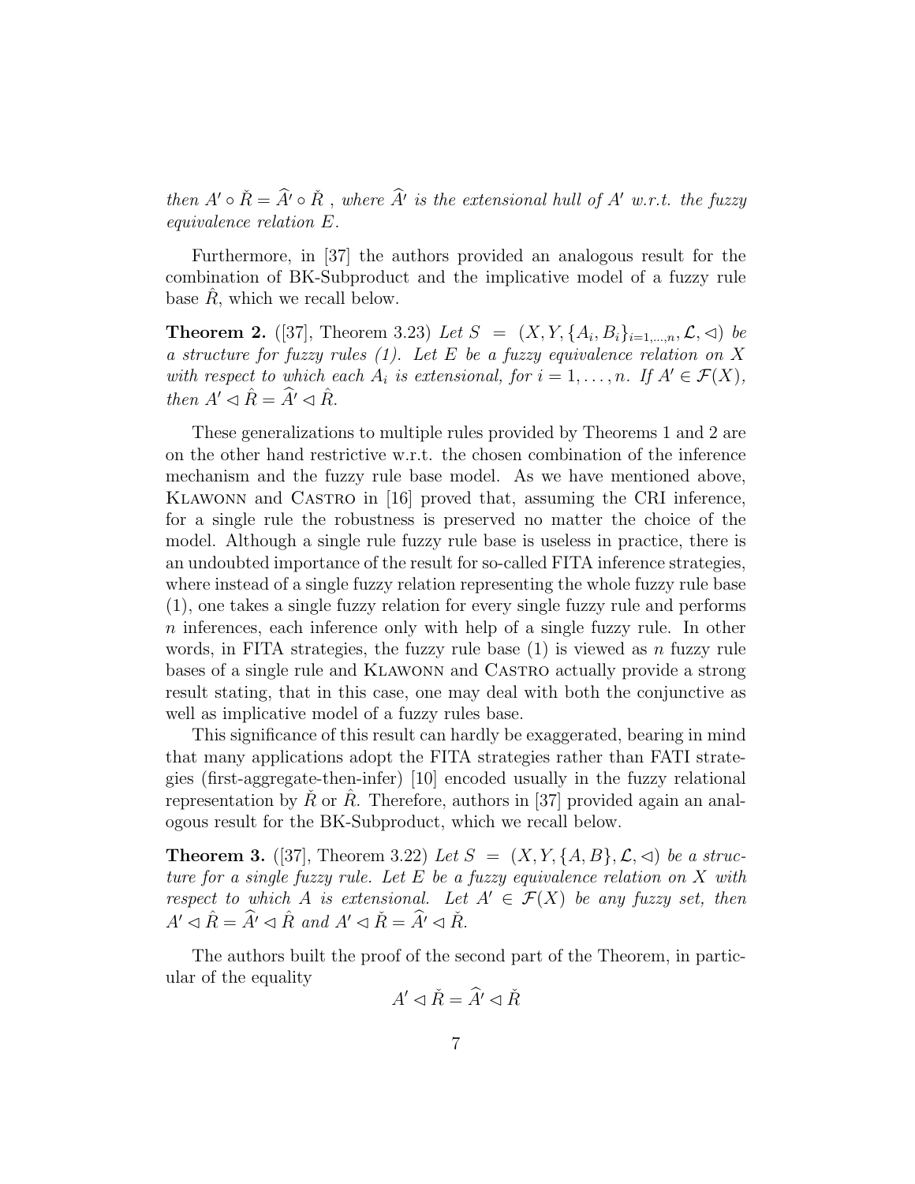*then* $A' \circ \check{R} = \widehat{A'} \circ \check{R}$ *, where* $\widehat{A'}$ *is the extensional hull of* $A'$ *w.r.t. the fuzzy equivalence relation* $E$*.*

Furthermore, in [37] the authors provided an analogous result for the combination of BK-Subproduct and the implicative model of a fuzzy rule base $\hat{R}$, which we recall below.

**Theorem 2.** ([37], Theorem 3.23) *Let* $S = (X, Y, \{A_i, B_i\}_{i=1,\dots,n}, \mathcal{L}, \lhd)$ *be a structure for fuzzy rules (1). Let* $E$ *be a fuzzy equivalence relation on* $X$ *with respect to which each* $A_i$ *is extensional, for* $i = 1, \dots, n$*. If* $A' \in \mathcal{F}(X)$*, then* $A' \lhd \hat{R} = \widehat{A'} \lhd \hat{R}$*.*

These generalizations to multiple rules provided by Theorems 1 and 2 are on the other hand restrictive w.r.t. the chosen combination of the inference mechanism and the fuzzy rule base model. As we have mentioned above, Klawonn and Castro in [16] proved that, assuming the CRI inference, for a single rule the robustness is preserved no matter the choice of the model. Although a single rule fuzzy rule base is useless in practice, there is an undoubted importance of the result for so-called FITA inference strategies, where instead of a single fuzzy relation representing the whole fuzzy rule base (1), one takes a single fuzzy relation for every single fuzzy rule and performs $n$ inferences, each inference only with help of a single fuzzy rule. In other words, in FITA strategies, the fuzzy rule base (1) is viewed as $n$ fuzzy rule bases of a single rule and Klawonn and Castro actually provide a strong result stating, that in this case, one may deal with both the conjunctive as well as implicative model of a fuzzy rules base.

This significance of this result can hardly be exaggerated, bearing in mind that many applications adopt the FITA strategies rather than FATI strategies (first-aggregate-then-infer) [10] encoded usually in the fuzzy relational representation by $\check{R}$ or $\hat{R}$. Therefore, authors in [37] provided again an analogous result for the BK-Subproduct, which we recall below.

**Theorem 3.** ([37], Theorem 3.22) *Let* $S = (X, Y, \{A, B\}, \mathcal{L}, \lhd)$ *be a structure for a single fuzzy rule. Let* $E$ *be a fuzzy equivalence relation on* $X$ *with respect to which* $A$ *is extensional. Let* $A' \in \mathcal{F}(X)$ *be any fuzzy set, then* $A' \lhd \hat{R} = \widehat{A'} \lhd \hat{R}$ *and* $A' \lhd \check{R} = \widehat{A'} \lhd \check{R}$*.*

The authors built the proof of the second part of the Theorem, in particular of the equality

$$A' \lhd \check{R} = \widehat{A'} \lhd \check{R}$$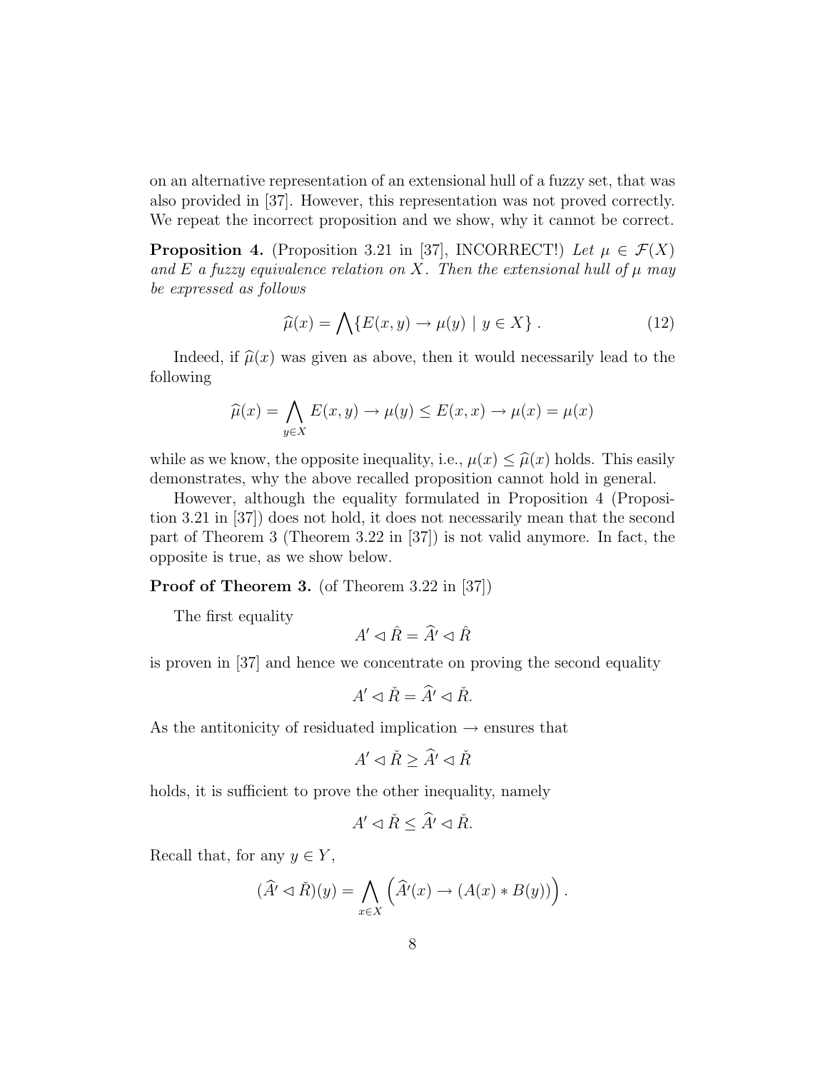on an alternative representation of an extensional hull of a fuzzy set, that was also provided in [37]. However, this representation was not proved correctly. We repeat the incorrect proposition and we show, why it cannot be correct.

**Proposition 4.** (Proposition 3.21 in [37], INCORRECT!) *Let $\mu \in \mathcal{F}(X)$ and $E$ a fuzzy equivalence relation on $X$. Then the extensional hull of $\mu$ may be expressed as follows*

$$\widehat{\mu}(x) = \bigwedge \{E(x,y) \to \mu(y) \mid y \in X\} \,. \tag{12}$$

Indeed, if $\widehat{\mu}(x)$ was given as above, then it would necessarily lead to the following

$$\widehat{\mu}(x) = \bigwedge_{y \in X} E(x,y) \to \mu(y) \leq E(x,x) \to \mu(x) = \mu(x)$$

while as we know, the opposite inequality, i.e., $\mu(x) \leq \widehat{\mu}(x)$ holds. This easily demonstrates, why the above recalled proposition cannot hold in general.

However, although the equality formulated in Proposition 4 (Proposition 3.21 in [37]) does not hold, it does not necessarily mean that the second part of Theorem 3 (Theorem 3.22 in [37]) is not valid anymore. In fact, the opposite is true, as we show below.

**Proof of Theorem 3.** (of Theorem 3.22 in [37])

The first equality

$$A' \lhd \hat{R} = \widehat{A'} \lhd \hat{R}$$

is proven in [37] and hence we concentrate on proving the second equality

$$A' \lhd \check{R} = \widehat{A'} \lhd \check{R}.$$

As the antitonicity of residuated implication $\to$ ensures that

$$A' \lhd \check{R} \geq \widehat{A'} \lhd \check{R}$$

holds, it is sufficient to prove the other inequality, namely

$$A' \lhd \check{R} \leq \widehat{A'} \lhd \check{R}.$$

Recall that, for any $y \in Y$,

$$(\widehat{A'} \lhd \check{R})(y) = \bigwedge_{x \in X} \left( \widehat{A'}(x) \to (A(x) * B(y)) \right).$$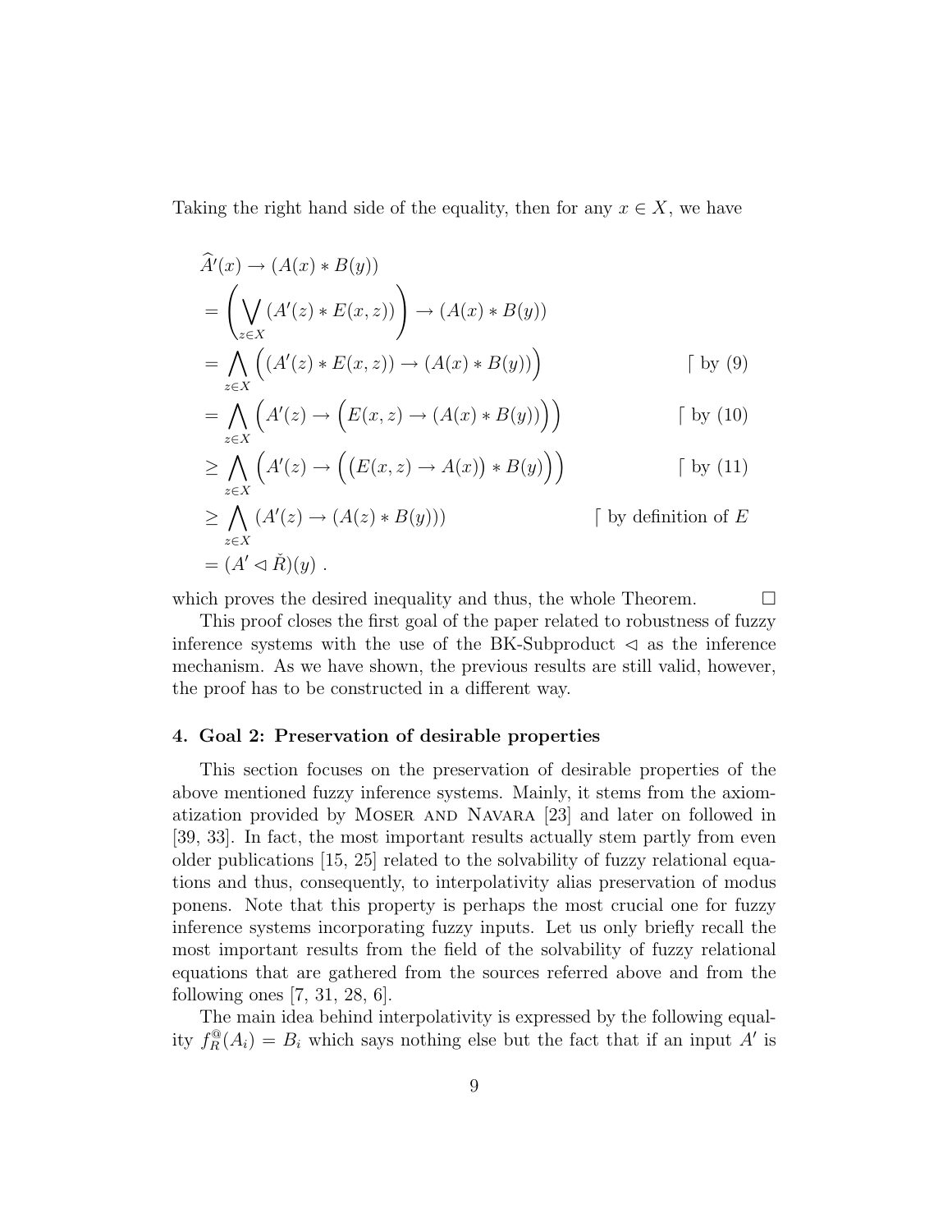Taking the right hand side of the equality, then for any $x \in X$, we have

$$
\begin{aligned}
&\widehat{A}'(x) \to (A(x) * B(y)) \\
&= \left( \bigvee_{z \in X} (A'(z) * E(x,z)) \right) \to (A(x) * B(y)) \\
&= \bigwedge_{z \in X} \Big( (A'(z) * E(x,z)) \to (A(x) * B(y)) \Big) && \lceil \text{ by (9)} \\
&= \bigwedge_{z \in X} \Big( A'(z) \to \Big( E(x,z) \to (A(x) * B(y)) \Big) \Big) && \lceil \text{ by (10)} \\
&\geq \bigwedge_{z \in X} \Big( A'(z) \to \Big( \big( E(x,z) \to A(x) \big) * B(y) \Big) \Big) && \lceil \text{ by (11)} \\
&\geq \bigwedge_{z \in X} (A'(z) \to (A(z) * B(y))) && \lceil \text{ by definition of } E \\
&= (A' \lhd \check{R})(y) \ .
\end{aligned}
$$

which proves the desired inequality and thus, the whole Theorem. $\square$

This proof closes the first goal of the paper related to robustness of fuzzy inference systems with the use of the BK-Subproduct $\lhd$ as the inference mechanism. As we have shown, the previous results are still valid, however, the proof has to be constructed in a different way.

## 4. Goal 2: Preservation of desirable properties

This section focuses on the preservation of desirable properties of the above mentioned fuzzy inference systems. Mainly, it stems from the axiomatization provided by Moser and Navara [23] and later on followed in [39, 33]. In fact, the most important results actually stem partly from even older publications [15, 25] related to the solvability of fuzzy relational equations and thus, consequently, to interpolativity alias preservation of modus ponens. Note that this property is perhaps the most crucial one for fuzzy inference systems incorporating fuzzy inputs. Let us only briefly recall the most important results from the field of the solvability of fuzzy relational equations that are gathered from the sources referred above and from the following ones [7, 31, 28, 6].

The main idea behind interpolativity is expressed by the following equality $f_R^{@}(A_i) = B_i$ which says nothing else but the fact that if an input $A'$ is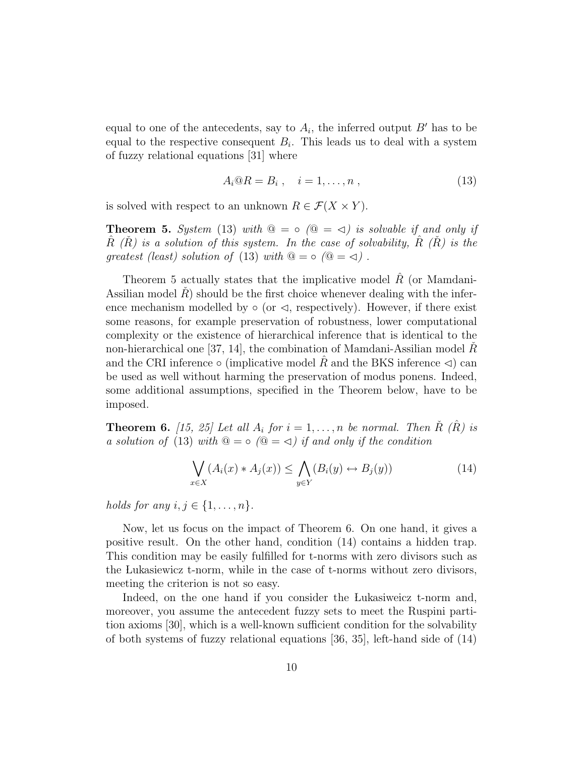equal to one of the antecedents, say to $A_i$, the inferred output $B'$ has to be equal to the respective consequent $B_i$. This leads us to deal with a system of fuzzy relational equations [31] where

$$A_i @ R = B_i \ , \quad i = 1, \ldots, n \ , \tag{13}$$

is solved with respect to an unknown $R \in \mathcal{F}(X \times Y)$.

**Theorem 5.** *System* (13) *with* $@ = \circ$ *(*$@ = \lhd$*) is solvable if and only if* $\hat{R}$ *(*$\check{R}$*) is a solution of this system. In the case of solvability,* $\hat{R}$ *(*$\check{R}$*) is the greatest (least) solution of* (13) *with* $@ = \circ$ *(*$@ = \lhd$*) .*

Theorem 5 actually states that the implicative model $\hat{R}$ (or Mamdani-Assilian model $\check{R}$) should be the first choice whenever dealing with the inference mechanism modelled by $\circ$ (or $\lhd$, respectively). However, if there exist some reasons, for example preservation of robustness, lower computational complexity or the existence of hierarchical inference that is identical to the non-hierarchical one [37, 14], the combination of Mamdani-Assilian model $\check{R}$ and the CRI inference $\circ$ (implicative model $\hat{R}$ and the BKS inference $\lhd$) can be used as well without harming the preservation of modus ponens. Indeed, some additional assumptions, specified in the Theorem below, have to be imposed.

**Theorem 6.** *[15, 25] Let all* $A_i$ *for* $i = 1, \ldots, n$ *be normal. Then* $\check{R}$ *(*$\hat{R}$*) is a solution of* (13) *with* $@ = \circ$ *(*$@ = \lhd$*) if and only if the condition*

$$\bigvee_{x \in X} (A_i(x) * A_j(x)) \leq \bigwedge_{y \in Y} (B_i(y) \leftrightarrow B_j(y)) \tag{14}$$

*holds for any* $i, j \in \{1, \ldots, n\}$.

Now, let us focus on the impact of Theorem 6. On one hand, it gives a positive result. On the other hand, condition (14) contains a hidden trap. This condition may be easily fulfilled for t-norms with zero divisors such as the Łukasiewicz t-norm, while in the case of t-norms without zero divisors, meeting the criterion is not so easy.

Indeed, on the one hand if you consider the Łukasiweicz t-norm and, moreover, you assume the antecedent fuzzy sets to meet the Ruspini partition axioms [30], which is a well-known sufficient condition for the solvability of both systems of fuzzy relational equations [36, 35], left-hand side of (14)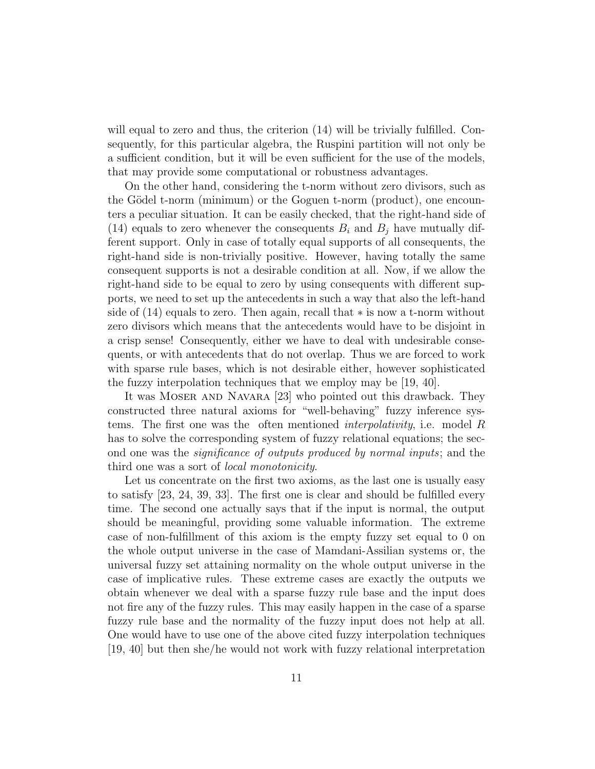will equal to zero and thus, the criterion (14) will be trivially fulfilled. Consequently, for this particular algebra, the Ruspini partition will not only be a sufficient condition, but it will be even sufficient for the use of the models, that may provide some computational or robustness advantages.

On the other hand, considering the t-norm without zero divisors, such as the Gödel t-norm (minimum) or the Goguen t-norm (product), one encounters a peculiar situation. It can be easily checked, that the right-hand side of (14) equals to zero whenever the consequents $B_i$ and $B_j$ have mutually different support. Only in case of totally equal supports of all consequents, the right-hand side is non-trivially positive. However, having totally the same consequent supports is not a desirable condition at all. Now, if we allow the right-hand side to be equal to zero by using consequents with different supports, we need to set up the antecedents in such a way that also the left-hand side of (14) equals to zero. Then again, recall that $*$ is now a t-norm without zero divisors which means that the antecedents would have to be disjoint in a crisp sense! Consequently, either we have to deal with undesirable consequents, or with antecedents that do not overlap. Thus we are forced to work with sparse rule bases, which is not desirable either, however sophisticated the fuzzy interpolation techniques that we employ may be [19, 40].

It was Moser and Navara [23] who pointed out this drawback. They constructed three natural axioms for "well-behaving" fuzzy inference systems. The first one was the often mentioned *interpolativity*, i.e. model $R$ has to solve the corresponding system of fuzzy relational equations; the second one was the *significance of outputs produced by normal inputs*; and the third one was a sort of *local monotonicity*.

Let us concentrate on the first two axioms, as the last one is usually easy to satisfy [23, 24, 39, 33]. The first one is clear and should be fulfilled every time. The second one actually says that if the input is normal, the output should be meaningful, providing some valuable information. The extreme case of non-fulfillment of this axiom is the empty fuzzy set equal to 0 on the whole output universe in the case of Mamdani-Assilian systems or, the universal fuzzy set attaining normality on the whole output universe in the case of implicative rules. These extreme cases are exactly the outputs we obtain whenever we deal with a sparse fuzzy rule base and the input does not fire any of the fuzzy rules. This may easily happen in the case of a sparse fuzzy rule base and the normality of the fuzzy input does not help at all. One would have to use one of the above cited fuzzy interpolation techniques [19, 40] but then she/he would not work with fuzzy relational interpretation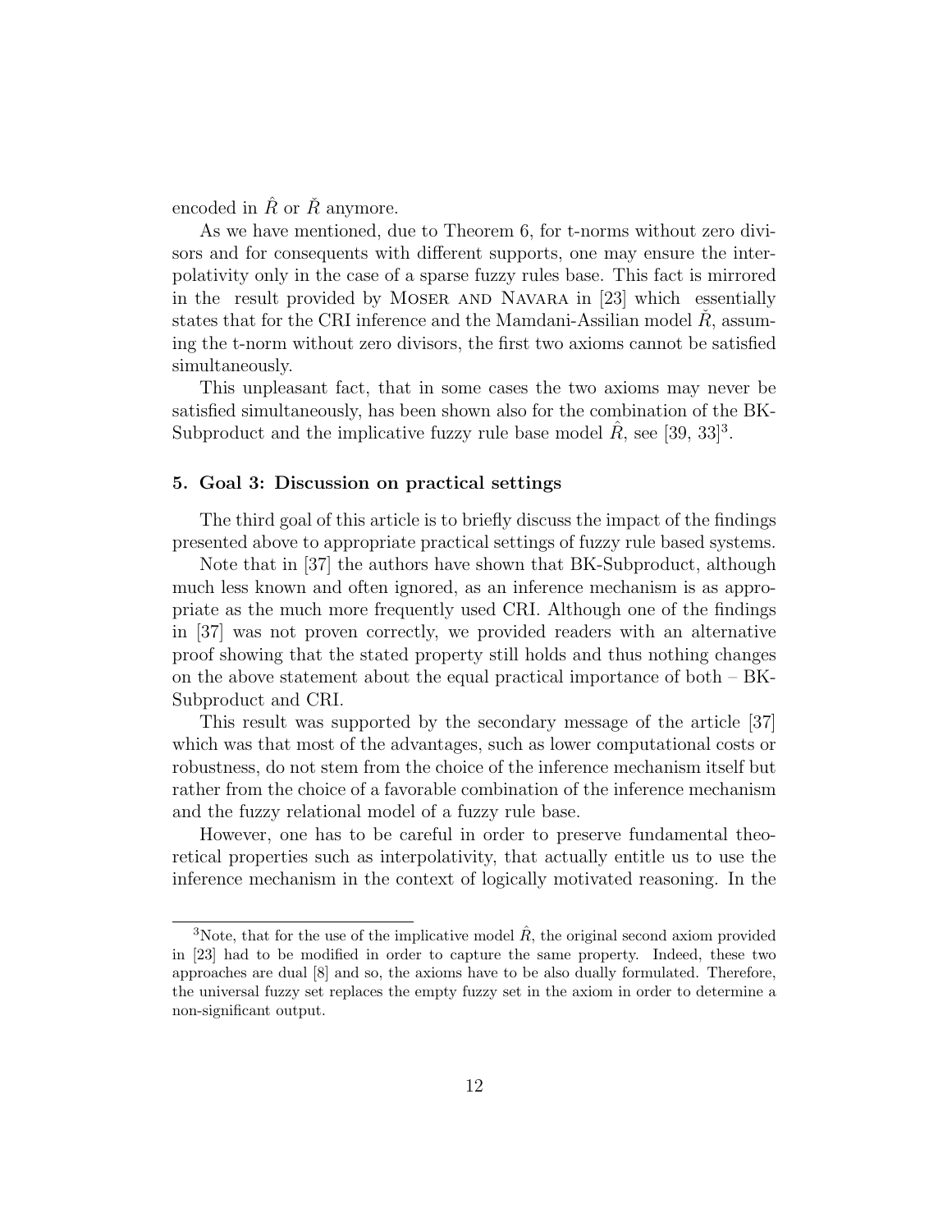encoded in $\hat{R}$ or $\check{R}$ anymore.

As we have mentioned, due to Theorem 6, for t-norms without zero divisors and for consequents with different supports, one may ensure the interpolativity only in the case of a sparse fuzzy rules base. This fact is mirrored in the result provided by Moser and Navara in [23] which essentially states that for the CRI inference and the Mamdani-Assilian model $\check{R}$, assuming the t-norm without zero divisors, the first two axioms cannot be satisfied simultaneously.

This unpleasant fact, that in some cases the two axioms may never be satisfied simultaneously, has been shown also for the combination of the BK-Subproduct and the implicative fuzzy rule base model $\hat{R}$, see [39, 33][3].

### 5. Goal 3: Discussion on practical settings

The third goal of this article is to briefly discuss the impact of the findings presented above to appropriate practical settings of fuzzy rule based systems.

Note that in [37] the authors have shown that BK-Subproduct, although much less known and often ignored, as an inference mechanism is as appropriate as the much more frequently used CRI. Although one of the findings in [37] was not proven correctly, we provided readers with an alternative proof showing that the stated property still holds and thus nothing changes on the above statement about the equal practical importance of both – BK-Subproduct and CRI.

This result was supported by the secondary message of the article [37] which was that most of the advantages, such as lower computational costs or robustness, do not stem from the choice of the inference mechanism itself but rather from the choice of a favorable combination of the inference mechanism and the fuzzy relational model of a fuzzy rule base.

However, one has to be careful in order to preserve fundamental theoretical properties such as interpolativity, that actually entitle us to use the inference mechanism in the context of logically motivated reasoning. In the

[3]Note, that for the use of the implicative model $\hat{R}$, the original second axiom provided in [23] had to be modified in order to capture the same property. Indeed, these two approaches are dual [8] and so, the axioms have to be also dually formulated. Therefore, the universal fuzzy set replaces the empty fuzzy set in the axiom in order to determine a non-significant output.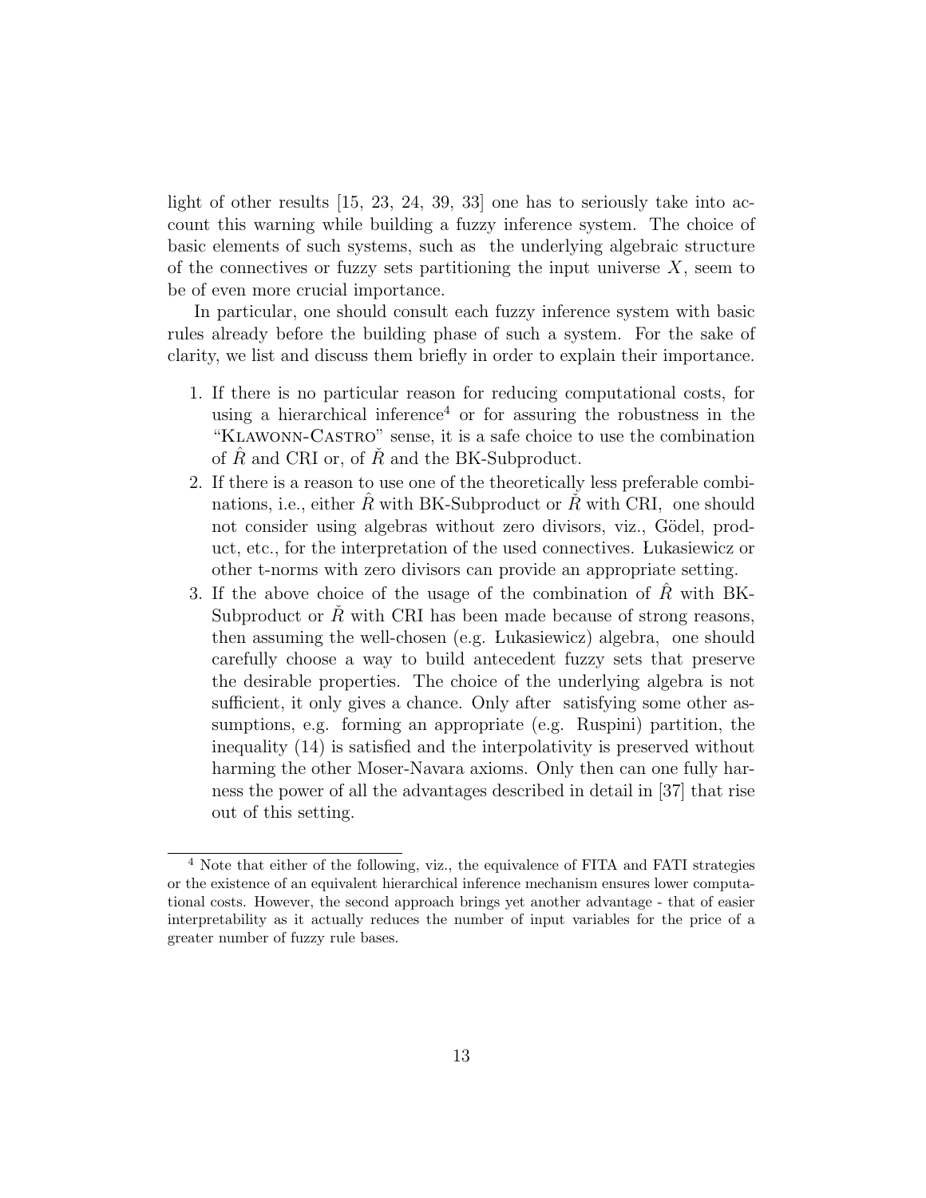light of other results [15, 23, 24, 39, 33] one has to seriously take into account this warning while building a fuzzy inference system. The choice of basic elements of such systems, such as the underlying algebraic structure of the connectives or fuzzy sets partitioning the input universe $X$, seem to be of even more crucial importance.

In particular, one should consult each fuzzy inference system with basic rules already before the building phase of such a system. For the sake of clarity, we list and discuss them briefly in order to explain their importance.

1. If there is no particular reason for reducing computational costs, for using a hierarchical inference[4] or for assuring the robustness in the "Klawonn-Castro" sense, it is a safe choice to use the combination of $\hat{R}$ and CRI or, of $\check{R}$ and the BK-Subproduct.
2. If there is a reason to use one of the theoretically less preferable combinations, i.e., either $\hat{R}$ with BK-Subproduct or $\check{R}$ with CRI, one should not consider using algebras without zero divisors, viz., Gödel, product, etc., for the interpretation of the used connectives. Łukasiewicz or other t-norms with zero divisors can provide an appropriate setting.
3. If the above choice of the usage of the combination of $\hat{R}$ with BK-Subproduct or $\check{R}$ with CRI has been made because of strong reasons, then assuming the well-chosen (e.g. Łukasiewicz) algebra, one should carefully choose a way to build antecedent fuzzy sets that preserve the desirable properties. The choice of the underlying algebra is not sufficient, it only gives a chance. Only after satisfying some other assumptions, e.g. forming an appropriate (e.g. Ruspini) partition, the inequality (14) is satisfied and the interpolativity is preserved without harming the other Moser-Navara axioms. Only then can one fully harness the power of all the advantages described in detail in [37] that rise out of this setting.

[4] Note that either of the following, viz., the equivalence of FITA and FATI strategies or the existence of an equivalent hierarchical inference mechanism ensures lower computational costs. However, the second approach brings yet another advantage - that of easier interpretability as it actually reduces the number of input variables for the price of a greater number of fuzzy rule bases.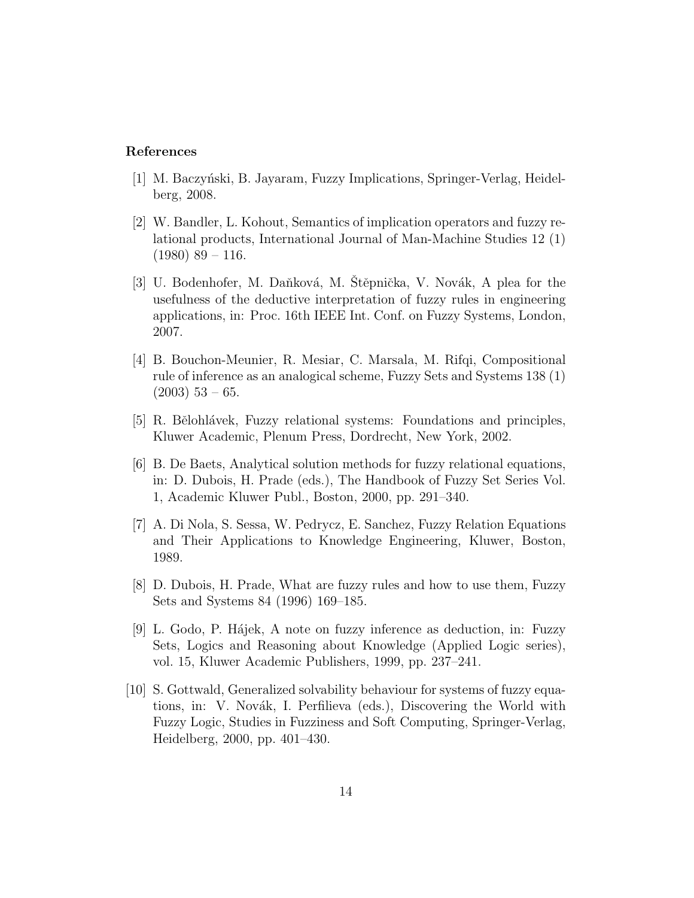**References**

[1] M. Baczyński, B. Jayaram, Fuzzy Implications, Springer-Verlag, Heidelberg, 2008.

[2] W. Bandler, L. Kohout, Semantics of implication operators and fuzzy relational products, International Journal of Man-Machine Studies 12 (1) (1980) 89 – 116.

[3] U. Bodenhofer, M. Daňková, M. Štěpnička, V. Novák, A plea for the usefulness of the deductive interpretation of fuzzy rules in engineering applications, in: Proc. 16th IEEE Int. Conf. on Fuzzy Systems, London, 2007.

[4] B. Bouchon-Meunier, R. Mesiar, C. Marsala, M. Rifqi, Compositional rule of inference as an analogical scheme, Fuzzy Sets and Systems 138 (1) (2003) 53 – 65.

[5] R. Bělohlávek, Fuzzy relational systems: Foundations and principles, Kluwer Academic, Plenum Press, Dordrecht, New York, 2002.

[6] B. De Baets, Analytical solution methods for fuzzy relational equations, in: D. Dubois, H. Prade (eds.), The Handbook of Fuzzy Set Series Vol. 1, Academic Kluwer Publ., Boston, 2000, pp. 291–340.

[7] A. Di Nola, S. Sessa, W. Pedrycz, E. Sanchez, Fuzzy Relation Equations and Their Applications to Knowledge Engineering, Kluwer, Boston, 1989.

[8] D. Dubois, H. Prade, What are fuzzy rules and how to use them, Fuzzy Sets and Systems 84 (1996) 169–185.

[9] L. Godo, P. Hájek, A note on fuzzy inference as deduction, in: Fuzzy Sets, Logics and Reasoning about Knowledge (Applied Logic series), vol. 15, Kluwer Academic Publishers, 1999, pp. 237–241.

[10] S. Gottwald, Generalized solvability behaviour for systems of fuzzy equations, in: V. Novák, I. Perfilieva (eds.), Discovering the World with Fuzzy Logic, Studies in Fuzziness and Soft Computing, Springer-Verlag, Heidelberg, 2000, pp. 401–430.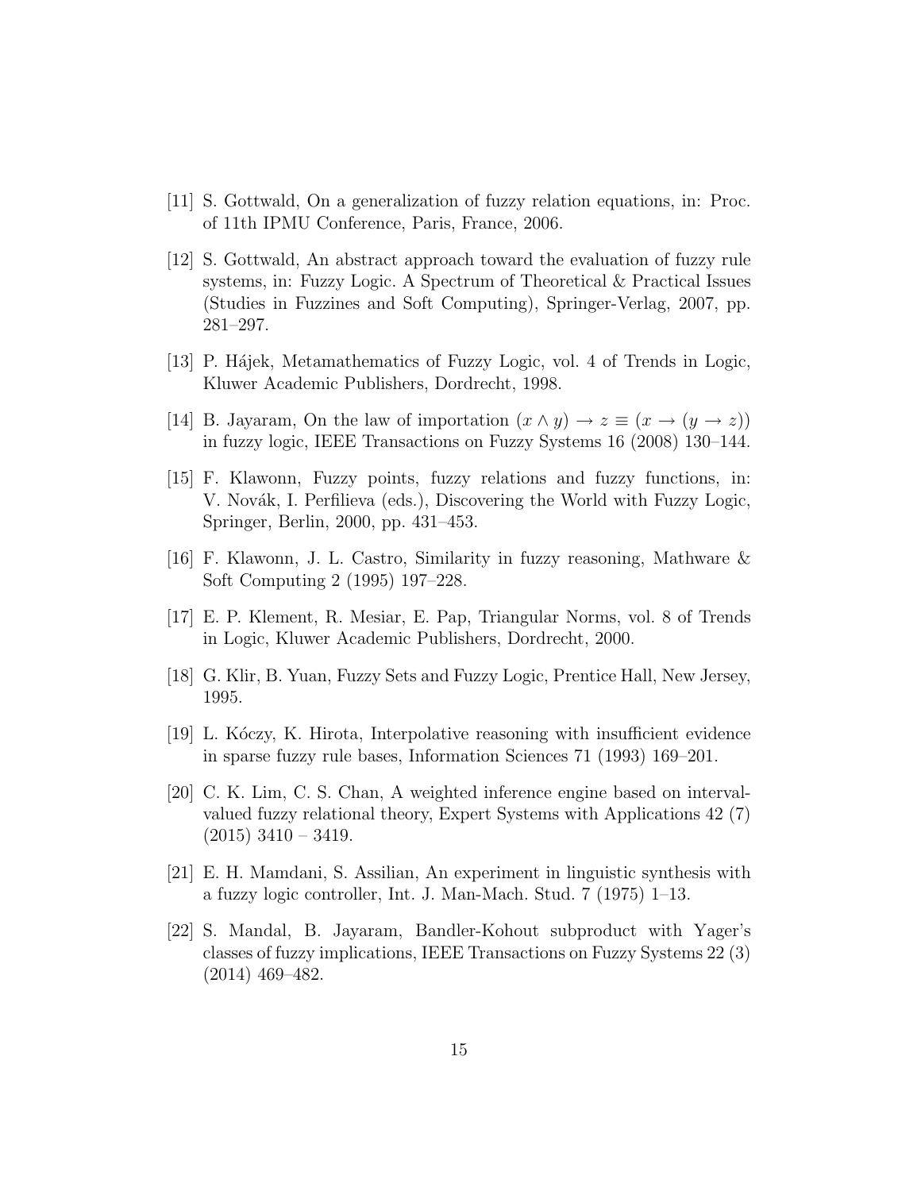[11] S. Gottwald, On a generalization of fuzzy relation equations, in: Proc. of 11th IPMU Conference, Paris, France, 2006.

[12] S. Gottwald, An abstract approach toward the evaluation of fuzzy rule systems, in: Fuzzy Logic. A Spectrum of Theoretical & Practical Issues (Studies in Fuzzines and Soft Computing), Springer-Verlag, 2007, pp. 281–297.

[13] P. Hájek, Metamathematics of Fuzzy Logic, vol. 4 of Trends in Logic, Kluwer Academic Publishers, Dordrecht, 1998.

[14] B. Jayaram, On the law of importation $(x \wedge y) \rightarrow z \equiv (x \rightarrow (y \rightarrow z))$ in fuzzy logic, IEEE Transactions on Fuzzy Systems 16 (2008) 130–144.

[15] F. Klawonn, Fuzzy points, fuzzy relations and fuzzy functions, in: V. Novák, I. Perfilieva (eds.), Discovering the World with Fuzzy Logic, Springer, Berlin, 2000, pp. 431–453.

[16] F. Klawonn, J. L. Castro, Similarity in fuzzy reasoning, Mathware & Soft Computing 2 (1995) 197–228.

[17] E. P. Klement, R. Mesiar, E. Pap, Triangular Norms, vol. 8 of Trends in Logic, Kluwer Academic Publishers, Dordrecht, 2000.

[18] G. Klir, B. Yuan, Fuzzy Sets and Fuzzy Logic, Prentice Hall, New Jersey, 1995.

[19] L. Kóczy, K. Hirota, Interpolative reasoning with insufficient evidence in sparse fuzzy rule bases, Information Sciences 71 (1993) 169–201.

[20] C. K. Lim, C. S. Chan, A weighted inference engine based on interval-valued fuzzy relational theory, Expert Systems with Applications 42 (7) (2015) 3410 – 3419.

[21] E. H. Mamdani, S. Assilian, An experiment in linguistic synthesis with a fuzzy logic controller, Int. J. Man-Mach. Stud. 7 (1975) 1–13.

[22] S. Mandal, B. Jayaram, Bandler-Kohout subproduct with Yager's classes of fuzzy implications, IEEE Transactions on Fuzzy Systems 22 (3) (2014) 469–482.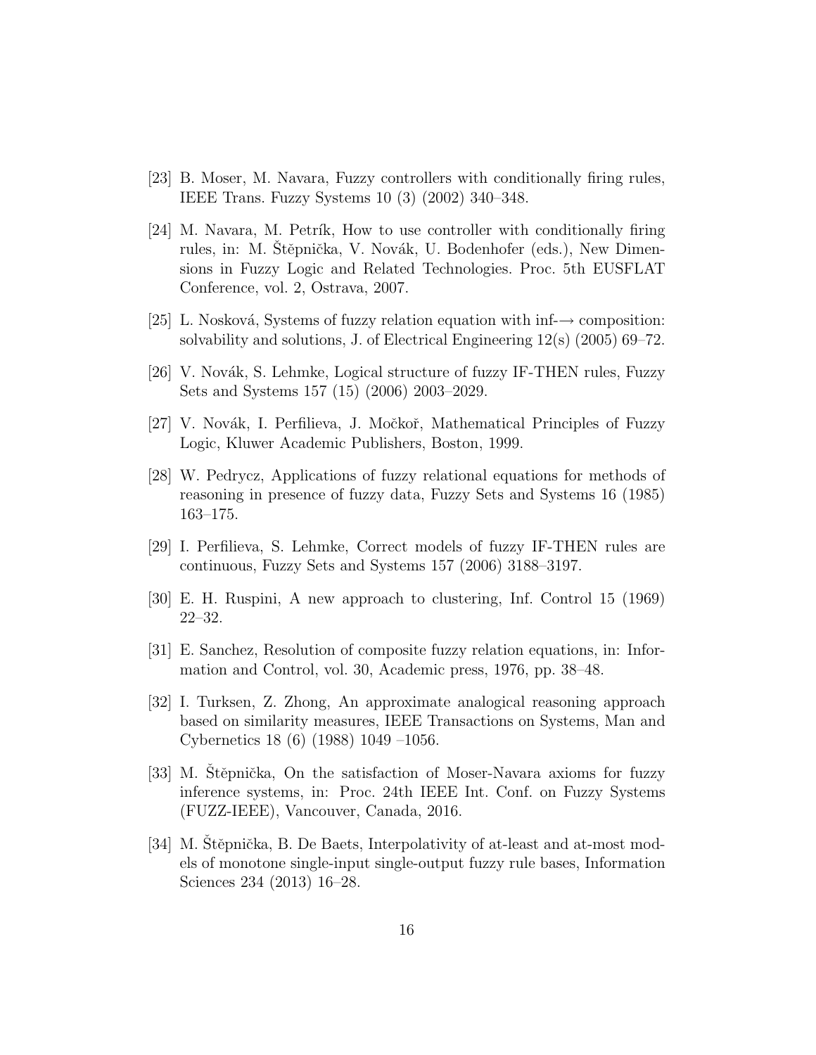[23] B. Moser, M. Navara, Fuzzy controllers with conditionally firing rules, IEEE Trans. Fuzzy Systems 10 (3) (2002) 340–348.

[24] M. Navara, M. Petrík, How to use controller with conditionally firing rules, in: M. Štěpnička, V. Novák, U. Bodenhofer (eds.), New Dimensions in Fuzzy Logic and Related Technologies. Proc. 5th EUSFLAT Conference, vol. 2, Ostrava, 2007.

[25] L. Nosková, Systems of fuzzy relation equation with inf-$\rightarrow$ composition: solvability and solutions, J. of Electrical Engineering 12(s) (2005) 69–72.

[26] V. Novák, S. Lehmke, Logical structure of fuzzy IF-THEN rules, Fuzzy Sets and Systems 157 (15) (2006) 2003–2029.

[27] V. Novák, I. Perfilieva, J. Močkoř, Mathematical Principles of Fuzzy Logic, Kluwer Academic Publishers, Boston, 1999.

[28] W. Pedrycz, Applications of fuzzy relational equations for methods of reasoning in presence of fuzzy data, Fuzzy Sets and Systems 16 (1985) 163–175.

[29] I. Perfilieva, S. Lehmke, Correct models of fuzzy IF-THEN rules are continuous, Fuzzy Sets and Systems 157 (2006) 3188–3197.

[30] E. H. Ruspini, A new approach to clustering, Inf. Control 15 (1969) 22–32.

[31] E. Sanchez, Resolution of composite fuzzy relation equations, in: Information and Control, vol. 30, Academic press, 1976, pp. 38–48.

[32] I. Turksen, Z. Zhong, An approximate analogical reasoning approach based on similarity measures, IEEE Transactions on Systems, Man and Cybernetics 18 (6) (1988) 1049 –1056.

[33] M. Štěpnička, On the satisfaction of Moser-Navara axioms for fuzzy inference systems, in: Proc. 24th IEEE Int. Conf. on Fuzzy Systems (FUZZ-IEEE), Vancouver, Canada, 2016.

[34] M. Štěpnička, B. De Baets, Interpolativity of at-least and at-most models of monotone single-input single-output fuzzy rule bases, Information Sciences 234 (2013) 16–28.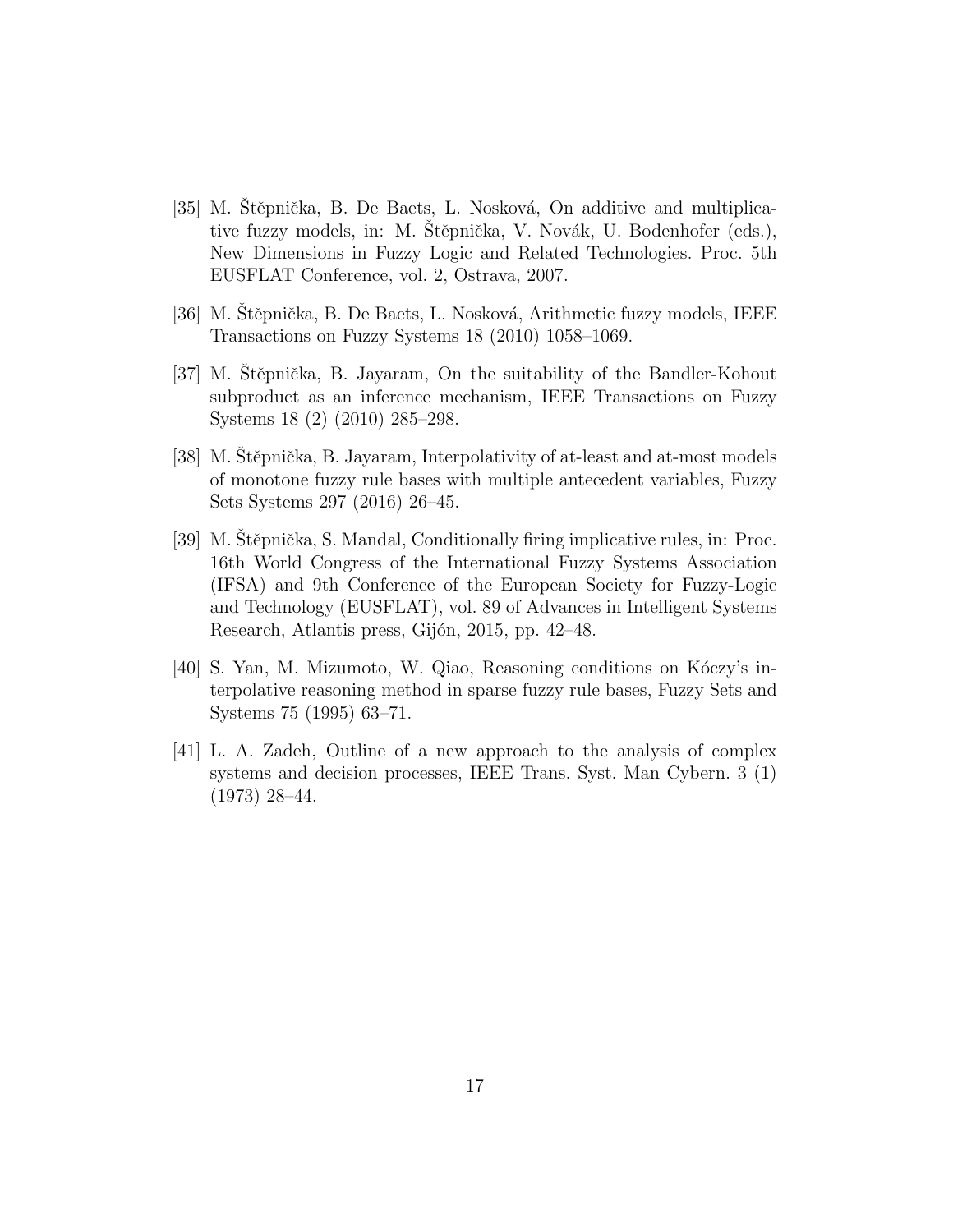[35] M. Štěpnička, B. De Baets, L. Nosková, On additive and multiplicative fuzzy models, in: M. Štěpnička, V. Novák, U. Bodenhofer (eds.), New Dimensions in Fuzzy Logic and Related Technologies. Proc. 5th EUSFLAT Conference, vol. 2, Ostrava, 2007.

[36] M. Štěpnička, B. De Baets, L. Nosková, Arithmetic fuzzy models, IEEE Transactions on Fuzzy Systems 18 (2010) 1058–1069.

[37] M. Štěpnička, B. Jayaram, On the suitability of the Bandler-Kohout subproduct as an inference mechanism, IEEE Transactions on Fuzzy Systems 18 (2) (2010) 285–298.

[38] M. Štěpnička, B. Jayaram, Interpolativity of at-least and at-most models of monotone fuzzy rule bases with multiple antecedent variables, Fuzzy Sets Systems 297 (2016) 26–45.

[39] M. Štěpnička, S. Mandal, Conditionally firing implicative rules, in: Proc. 16th World Congress of the International Fuzzy Systems Association (IFSA) and 9th Conference of the European Society for Fuzzy-Logic and Technology (EUSFLAT), vol. 89 of Advances in Intelligent Systems Research, Atlantis press, Gijón, 2015, pp. 42–48.

[40] S. Yan, M. Mizumoto, W. Qiao, Reasoning conditions on Kóczy's interpolative reasoning method in sparse fuzzy rule bases, Fuzzy Sets and Systems 75 (1995) 63–71.

[41] L. A. Zadeh, Outline of a new approach to the analysis of complex systems and decision processes, IEEE Trans. Syst. Man Cybern. 3 (1) (1973) 28–44.